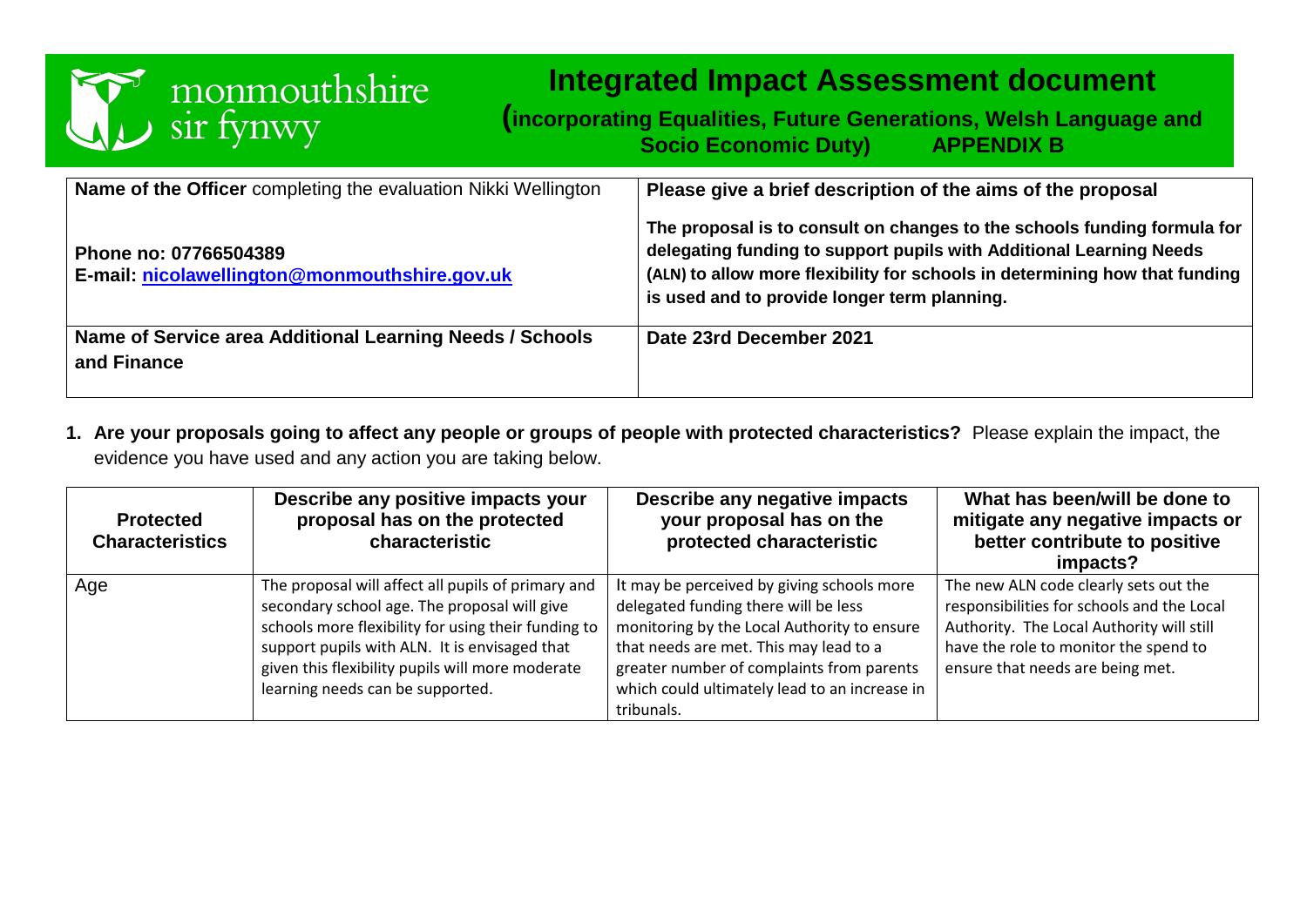monmouthshire sir fynwy

# Integrated Impact Assessment document

**(incorporating Equalities, Future Generations, Welsh Language and Socio Economic Duty) APPENDIX B**

| **Name of the Officer** completing the evaluation Nikki Wellington<br><br>**Phone no: 07766504389**<br>**E-mail: nicolawellington@monmouthshire.gov.uk** | **Please give a brief description of the aims of the proposal**<br><br>**The proposal is to consult on changes to the schools funding formula for delegating funding to support pupils with Additional Learning Needs (ALN) to allow more flexibility for schools in determining how that funding is used and to provide longer term planning.** |
|---|---|
| **Name of Service area Additional Learning Needs / Schools and Finance** | **Date 23rd December 2021** |

**1. Are your proposals going to affect any people or groups of people with protected characteristics?** Please explain the impact, the evidence you have used and any action you are taking below.

| Protected Characteristics | Describe any positive impacts your proposal has on the protected characteristic | Describe any negative impacts your proposal has on the protected characteristic | What has been/will be done to mitigate any negative impacts or better contribute to positive impacts? |
|---|---|---|---|
| Age | The proposal will affect all pupils of primary and secondary school age. The proposal will give schools more flexibility for using their funding to support pupils with ALN. It is envisaged that given this flexibility pupils will more moderate learning needs can be supported. | It may be perceived by giving schools more delegated funding there will be less monitoring by the Local Authority to ensure that needs are met. This may lead to a greater number of complaints from parents which could ultimately lead to an increase in tribunals. | The new ALN code clearly sets out the responsibilities for schools and the Local Authority. The Local Authority will still have the role to monitor the spend to ensure that needs are being met. |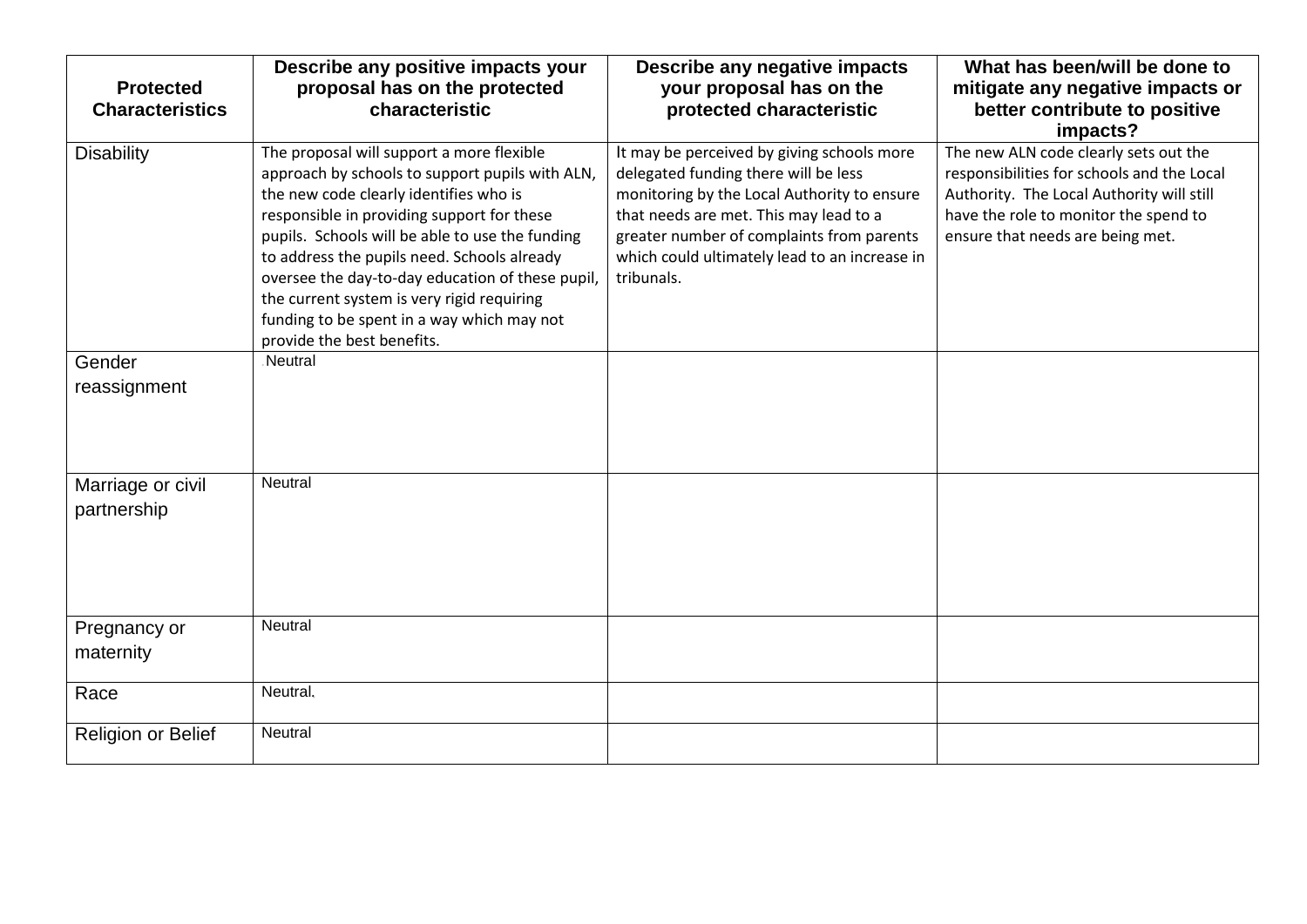| Protected Characteristics | Describe any positive impacts your proposal has on the protected characteristic | Describe any negative impacts your proposal has on the protected characteristic | What has been/will be done to mitigate any negative impacts or better contribute to positive impacts? |
| --- | --- | --- | --- |
| Disability | The proposal will support a more flexible approach by schools to support pupils with ALN, the new code clearly identifies who is responsible in providing support for these pupils. Schools will be able to use the funding to address the pupils need. Schools already oversee the day-to-day education of these pupil, the current system is very rigid requiring funding to be spent in a way which may not provide the best benefits. | It may be perceived by giving schools more delegated funding there will be less monitoring by the Local Authority to ensure that needs are met. This may lead to a greater number of complaints from parents which could ultimately lead to an increase in tribunals. | The new ALN code clearly sets out the responsibilities for schools and the Local Authority. The Local Authority will still have the role to monitor the spend to ensure that needs are being met. |
| Gender reassignment | Neutral | | |
| Marriage or civil partnership | Neutral | | |
| Pregnancy or maternity | Neutral | | |
| Race | Neutral. | | |
| Religion or Belief | Neutral | | |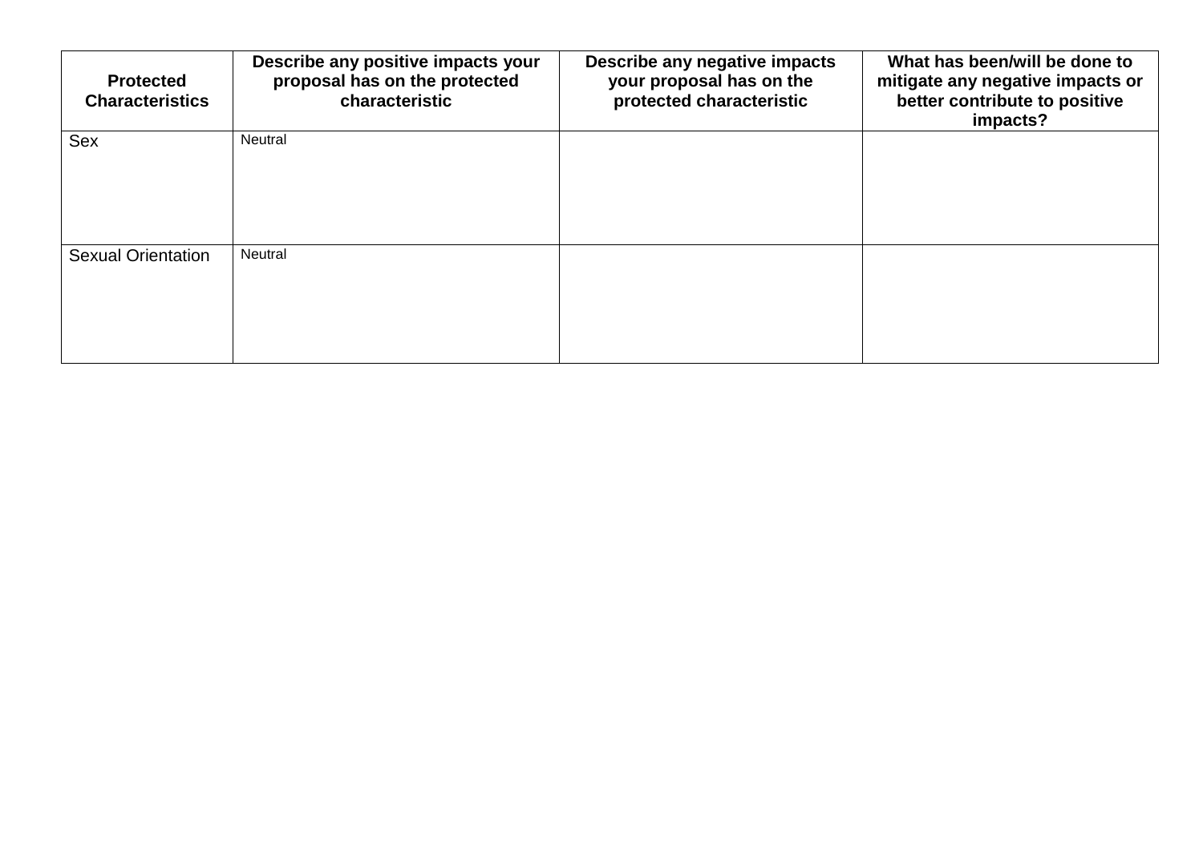| Protected Characteristics | Describe any positive impacts your proposal has on the protected characteristic | Describe any negative impacts your proposal has on the protected characteristic | What has been/will be done to mitigate any negative impacts or better contribute to positive impacts? |
|---|---|---|---|
| Sex | Neutral | | |
| Sexual Orientation | Neutral | | |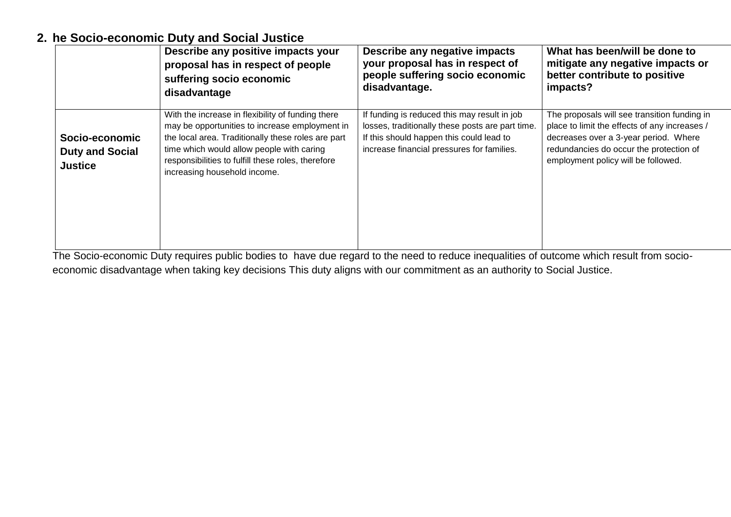## 2. he Socio-economic Duty and Social Justice

| | Describe any positive impacts your proposal has in respect of people suffering socio economic disadvantage | Describe any negative impacts your proposal has in respect of people suffering socio economic disadvantage. | What has been/will be done to mitigate any negative impacts or better contribute to positive impacts? |
|---|---|---|---|
| **Socio-economic Duty and Social Justice** | With the increase in flexibility of funding there may be opportunities to increase employment in the local area. Traditionally these roles are part time which would allow people with caring responsibilities to fulfill these roles, therefore increasing household income. | If funding is reduced this may result in job losses, traditionally these posts are part time. If this should happen this could lead to increase financial pressures for families. | The proposals will see transition funding in place to limit the effects of any increases / decreases over a 3-year period. Where redundancies do occur the protection of employment policy will be followed. |

The Socio-economic Duty requires public bodies to have due regard to the need to reduce inequalities of outcome which result from socio-economic disadvantage when taking key decisions This duty aligns with our commitment as an authority to Social Justice.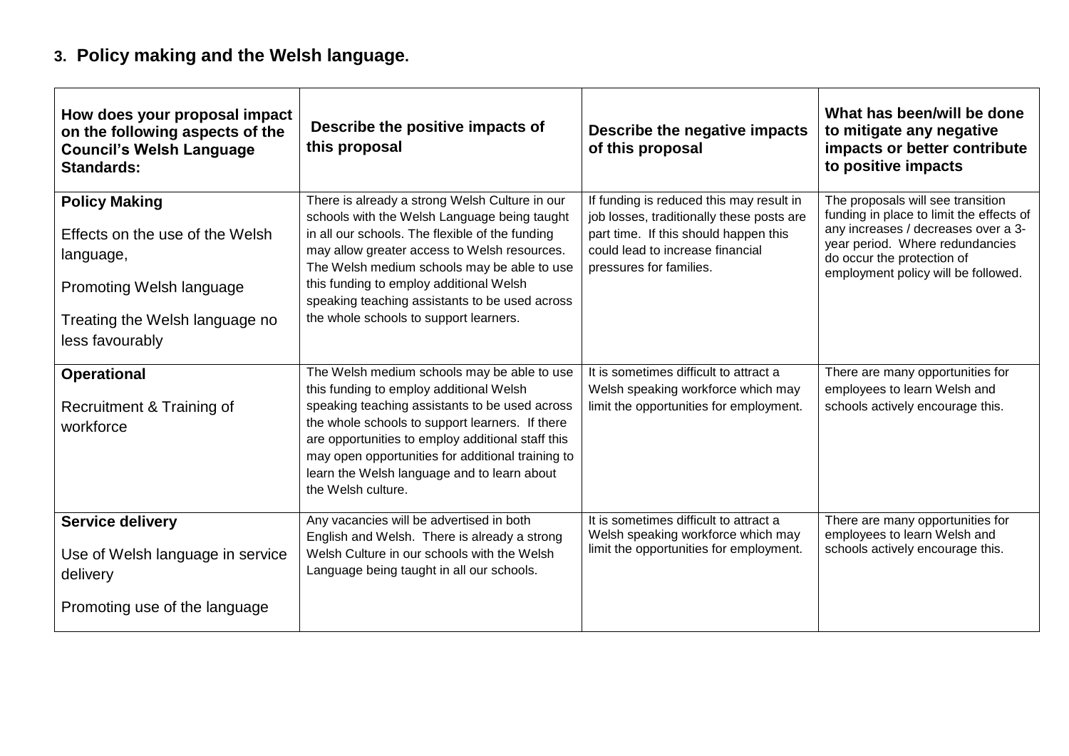## 3. Policy making and the Welsh language.

| How does your proposal impact on the following aspects of the Council's Welsh Language Standards: | Describe the positive impacts of this proposal | Describe the negative impacts of this proposal | What has been/will be done to mitigate any negative impacts or better contribute to positive impacts |
|---|---|---|---|
| **Policy Making**<br><br>Effects on the use of the Welsh language,<br><br>Promoting Welsh language<br><br>Treating the Welsh language no less favourably | There is already a strong Welsh Culture in our schools with the Welsh Language being taught in all our schools. The flexible of the funding may allow greater access to Welsh resources. The Welsh medium schools may be able to use this funding to employ additional Welsh speaking teaching assistants to be used across the whole schools to support learners. | If funding is reduced this may result in job losses, traditionally these posts are part time. If this should happen this could lead to increase financial pressures for families. | The proposals will see transition funding in place to limit the effects of any increases / decreases over a 3-year period. Where redundancies do occur the protection of employment policy will be followed. |
| **Operational**<br><br>Recruitment & Training of workforce | The Welsh medium schools may be able to use this funding to employ additional Welsh speaking teaching assistants to be used across the whole schools to support learners. If there are opportunities to employ additional staff this may open opportunities for additional training to learn the Welsh language and to learn about the Welsh culture. | It is sometimes difficult to attract a Welsh speaking workforce which may limit the opportunities for employment. | There are many opportunities for employees to learn Welsh and schools actively encourage this. |
| **Service delivery**<br><br>Use of Welsh language in service delivery<br><br>Promoting use of the language | Any vacancies will be advertised in both English and Welsh. There is already a strong Welsh Culture in our schools with the Welsh Language being taught in all our schools. | It is sometimes difficult to attract a Welsh speaking workforce which may limit the opportunities for employment. | There are many opportunities for employees to learn Welsh and schools actively encourage this. |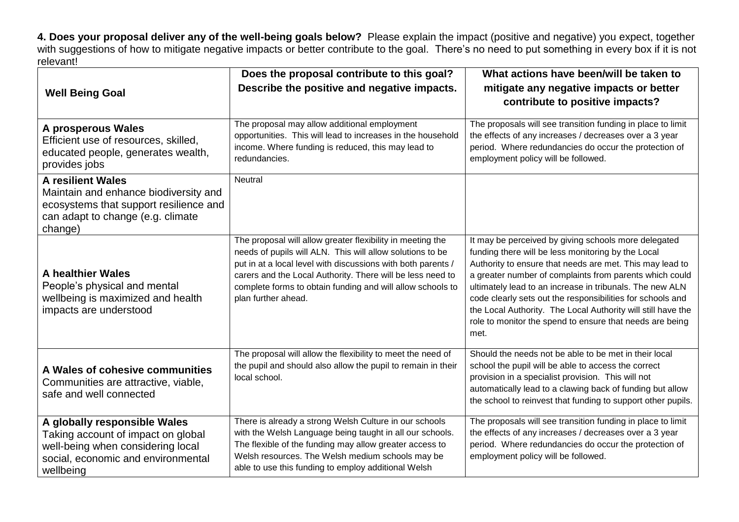**4. Does your proposal deliver any of the well-being goals below?** Please explain the impact (positive and negative) you expect, together with suggestions of how to mitigate negative impacts or better contribute to the goal. There's no need to put something in every box if it is not relevant!

| Well Being Goal | Does the proposal contribute to this goal? Describe the positive and negative impacts. | What actions have been/will be taken to mitigate any negative impacts or better contribute to positive impacts? |
|---|---|---|
| **A prosperous Wales**<br>Efficient use of resources, skilled, educated people, generates wealth, provides jobs | The proposal may allow additional employment opportunities. This will lead to increases in the household income. Where funding is reduced, this may lead to redundancies. | The proposals will see transition funding in place to limit the effects of any increases / decreases over a 3 year period. Where redundancies do occur the protection of employment policy will be followed. |
| **A resilient Wales**<br>Maintain and enhance biodiversity and ecosystems that support resilience and can adapt to change (e.g. climate change) | Neutral | |
| **A healthier Wales**<br>People's physical and mental wellbeing is maximized and health impacts are understood | The proposal will allow greater flexibility in meeting the needs of pupils will ALN. This will allow solutions to be put in at a local level with discussions with both parents / carers and the Local Authority. There will be less need to complete forms to obtain funding and will allow schools to plan further ahead. | It may be perceived by giving schools more delegated funding there will be less monitoring by the Local Authority to ensure that needs are met. This may lead to a greater number of complaints from parents which could ultimately lead to an increase in tribunals. The new ALN code clearly sets out the responsibilities for schools and the Local Authority. The Local Authority will still have the role to monitor the spend to ensure that needs are being met. |
| **A Wales of cohesive communities**<br>Communities are attractive, viable, safe and well connected | The proposal will allow the flexibility to meet the need of the pupil and should also allow the pupil to remain in their local school. | Should the needs not be able to be met in their local school the pupil will be able to access the correct provision in a specialist provision. This will not automatically lead to a clawing back of funding but allow the school to reinvest that funding to support other pupils. |
| **A globally responsible Wales**<br>Taking account of impact on global well-being when considering local social, economic and environmental wellbeing | There is already a strong Welsh Culture in our schools with the Welsh Language being taught in all our schools. The flexible of the funding may allow greater access to Welsh resources. The Welsh medium schools may be able to use this funding to employ additional Welsh | The proposals will see transition funding in place to limit the effects of any increases / decreases over a 3 year period. Where redundancies do occur the protection of employment policy will be followed. |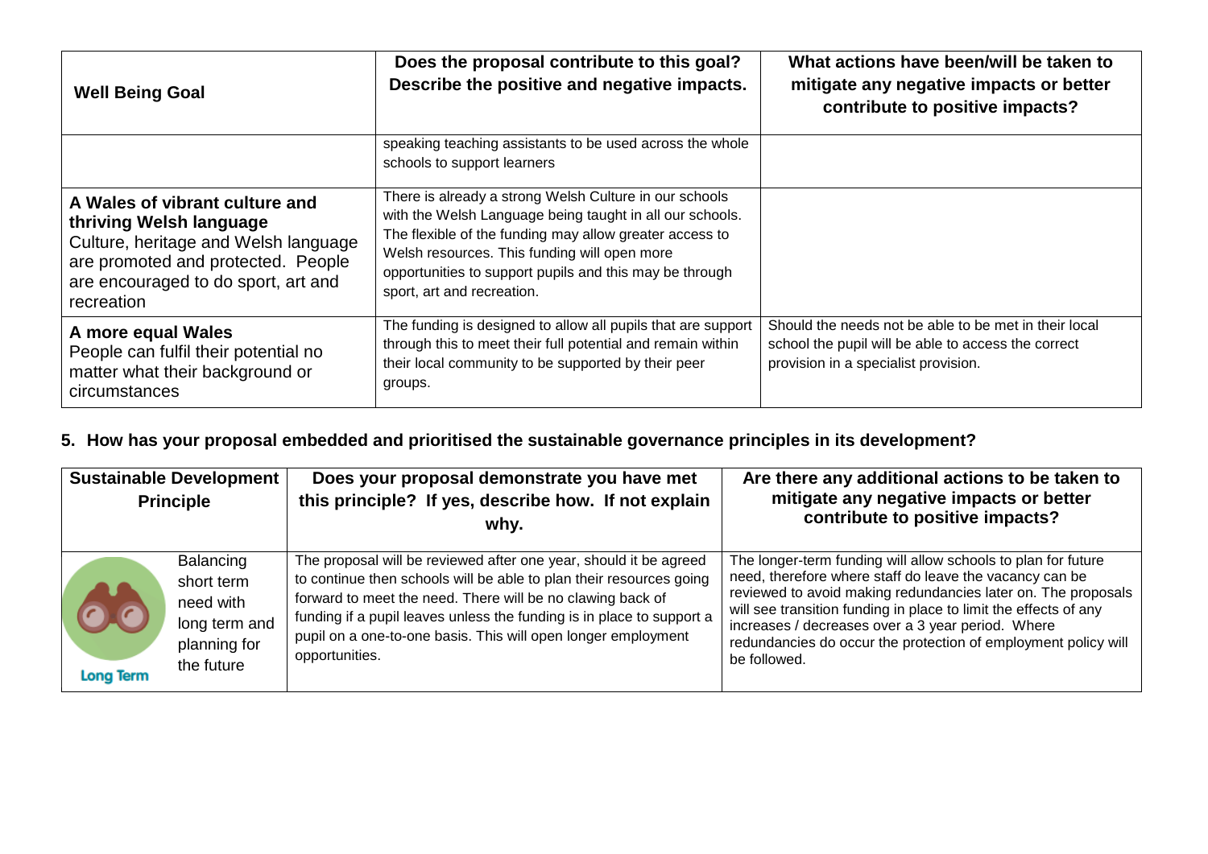| Well Being Goal | Does the proposal contribute to this goal? Describe the positive and negative impacts. | What actions have been/will be taken to mitigate any negative impacts or better contribute to positive impacts? |
|---|---|---|
| | speaking teaching assistants to be used across the whole schools to support learners | |
| **A Wales of vibrant culture and thriving Welsh language** Culture, heritage and Welsh language are promoted and protected. People are encouraged to do sport, art and recreation | There is already a strong Welsh Culture in our schools with the Welsh Language being taught in all our schools. The flexible of the funding may allow greater access to Welsh resources. This funding will open more opportunities to support pupils and this may be through sport, art and recreation. | |
| **A more equal Wales** People can fulfil their potential no matter what their background or circumstances | The funding is designed to allow all pupils that are support through this to meet their full potential and remain within their local community to be supported by their peer groups. | Should the needs not be able to be met in their local school the pupil will be able to access the correct provision in a specialist provision. |

## 5. How has your proposal embedded and prioritised the sustainable governance principles in its development?

| Sustainable Development Principle | | Does your proposal demonstrate you have met this principle? If yes, describe how. If not explain why. | Are there any additional actions to be taken to mitigate any negative impacts or better contribute to positive impacts? |
|---|---|---|---|
| Long Term | Balancing short term need with long term and planning for the future | The proposal will be reviewed after one year, should it be agreed to continue then schools will be able to plan their resources going forward to meet the need. There will be no clawing back of funding if a pupil leaves unless the funding is in place to support a pupil on a one-to-one basis. This will open longer employment opportunities. | The longer-term funding will allow schools to plan for future need, therefore where staff do leave the vacancy can be reviewed to avoid making redundancies later on. The proposals will see transition funding in place to limit the effects of any increases / decreases over a 3 year period. Where redundancies do occur the protection of employment policy will be followed. |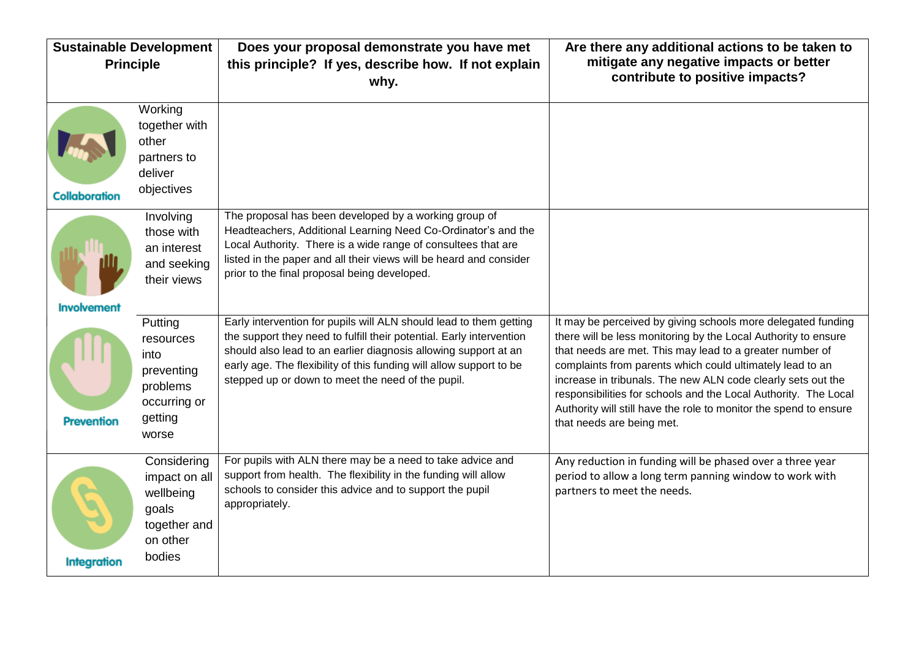| Sustainable Development Principle | | Does your proposal demonstrate you have met this principle? If yes, describe how. If not explain why. | Are there any additional actions to be taken to mitigate any negative impacts or better contribute to positive impacts? |
|---|---|---|---|
| Collaboration | Working together with other partners to deliver objectives | | |
| Involvement | Involving those with an interest and seeking their views | The proposal has been developed by a working group of Headteachers, Additional Learning Need Co-Ordinator's and the Local Authority. There is a wide range of consultees that are listed in the paper and all their views will be heard and consider prior to the final proposal being developed. | |
| Prevention | Putting resources into preventing problems occurring or getting worse | Early intervention for pupils will ALN should lead to them getting the support they need to fulfill their potential. Early intervention should also lead to an earlier diagnosis allowing support at an early age. The flexibility of this funding will allow support to be stepped up or down to meet the need of the pupil. | It may be perceived by giving schools more delegated funding there will be less monitoring by the Local Authority to ensure that needs are met. This may lead to a greater number of complaints from parents which could ultimately lead to an increase in tribunals. The new ALN code clearly sets out the responsibilities for schools and the Local Authority. The Local Authority will still have the role to monitor the spend to ensure that needs are being met. |
| Integration | Considering impact on all wellbeing goals together and on other bodies | For pupils with ALN there may be a need to take advice and support from health. The flexibility in the funding will allow schools to consider this advice and to support the pupil appropriately. | Any reduction in funding will be phased over a three year period to allow a long term panning window to work with partners to meet the needs. |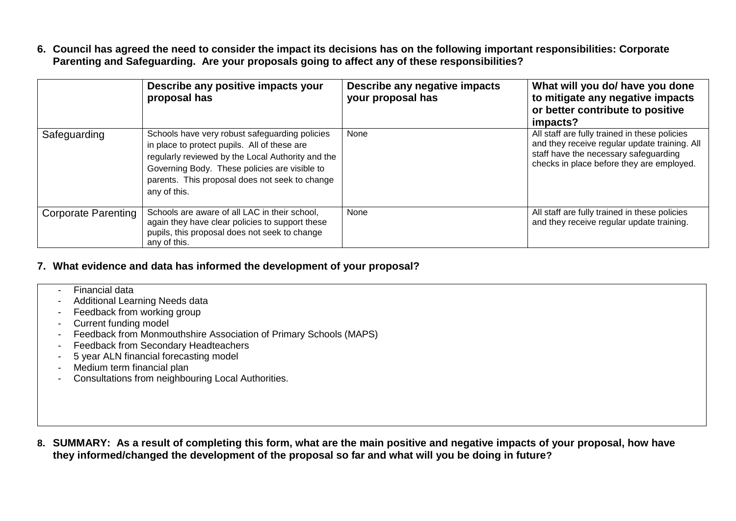**6. Council has agreed the need to consider the impact its decisions has on the following important responsibilities: Corporate Parenting and Safeguarding. Are your proposals going to affect any of these responsibilities?**

| | Describe any positive impacts your proposal has | Describe any negative impacts your proposal has | What will you do/ have you done to mitigate any negative impacts or better contribute to positive impacts? |
|---|---|---|---|
| Safeguarding | Schools have very robust safeguarding policies in place to protect pupils. All of these are regularly reviewed by the Local Authority and the Governing Body. These policies are visible to parents. This proposal does not seek to change any of this. | None | All staff are fully trained in these policies and they receive regular update training. All staff have the necessary safeguarding checks in place before they are employed. |
| Corporate Parenting | Schools are aware of all LAC in their school, again they have clear policies to support these pupils, this proposal does not seek to change any of this. | None | All staff are fully trained in these policies and they receive regular update training. |

**7. What evidence and data has informed the development of your proposal?**

- Financial data
- Additional Learning Needs data
- Feedback from working group
- Current funding model
- Feedback from Monmouthshire Association of Primary Schools (MAPS)
- Feedback from Secondary Headteachers
- 5 year ALN financial forecasting model
- Medium term financial plan
- Consultations from neighbouring Local Authorities.

**8. SUMMARY: As a result of completing this form, what are the main positive and negative impacts of your proposal, how have they informed/changed the development of the proposal so far and what will you be doing in future?**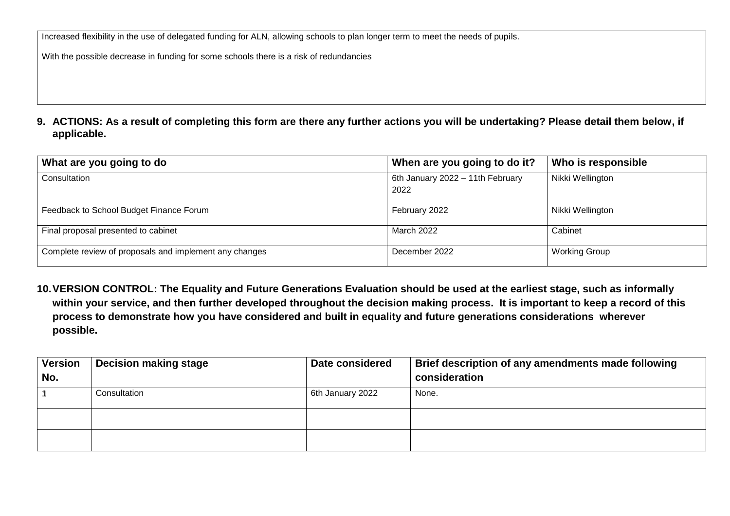| |
|---|
| Increased flexibility in the use of delegated funding for ALN, allowing schools to plan longer term to meet the needs of pupils.<br><br>With the possible decrease in funding for some schools there is a risk of redundancies |

**9. ACTIONS: As a result of completing this form are there any further actions you will be undertaking? Please detail them below, if applicable.**

| What are you going to do | When are you going to do it? | Who is responsible |
|---|---|---|
| Consultation | 6th January 2022 – 11th February 2022 | Nikki Wellington |
| Feedback to School Budget Finance Forum | February 2022 | Nikki Wellington |
| Final proposal presented to cabinet | March 2022 | Cabinet |
| Complete review of proposals and implement any changes | December 2022 | Working Group |

**10. VERSION CONTROL: The Equality and Future Generations Evaluation should be used at the earliest stage, such as informally within your service, and then further developed throughout the decision making process. It is important to keep a record of this process to demonstrate how you have considered and built in equality and future generations considerations wherever possible.**

| Version No. | Decision making stage | Date considered | Brief description of any amendments made following consideration |
|---|---|---|---|
| 1 | Consultation | 6th January 2022 | None. |
| | | | |
| | | | |